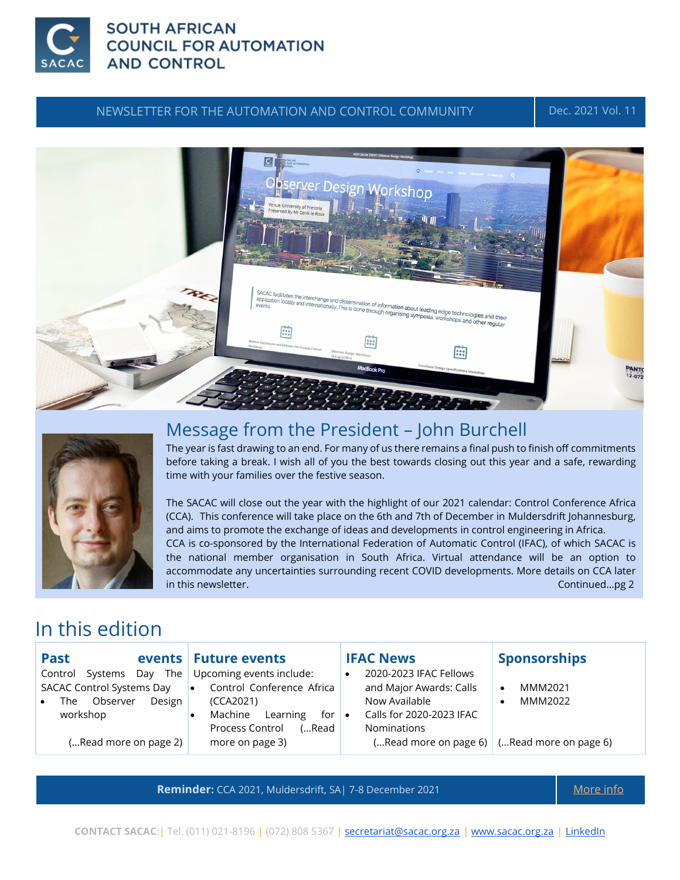# SOUTH AFRICAN COUNCIL FOR AUTOMATION AND CONTROL

NEWSLETTER FOR THE AUTOMATION AND CONTROL COMMUNITY | Dec. 2021 Vol. 11

## Message from the President – John Burchell

The year is fast drawing to an end. For many of us there remains a final push to finish off commitments before taking a break. I wish all of you the best towards closing out this year and a safe, rewarding time with your families over the festive season.

The SACAC will close out the year with the highlight of our 2021 calendar: Control Conference Africa (CCA). This conference will take place on the 6th and 7th of December in Muldersdrift Johannesburg, and aims to promote the exchange of ideas and developments in control engineering in Africa.
CCA is co-sponsored by the International Federation of Automatic Control (IFAC), of which SACAC is the national member organisation in South Africa. Virtual attendance will be an option to accommodate any uncertainties surrounding recent COVID developments. More details on CCA later in this newsletter.
Continued...pg 2

## In this edition

| Past events | Future events | IFAC News | Sponsorships |
|---|---|---|---|
| Control Systems Day The SACAC Control Systems Day<br>• The Observer Design workshop<br><br>(...Read more on page 2) | Upcoming events include:<br>• Control Conference Africa (CCA2021)<br>• Machine Learning for Process Control (...Read more on page 3) | • 2020-2023 IFAC Fellows and Major Awards: Calls Now Available<br>• Calls for 2020-2023 IFAC Nominations<br><br>(...Read more on page 6) | • MMM2021<br>• MMM2022<br><br>(...Read more on page 6) |

**Reminder:** CCA 2021, Muldersdrift, SA| 7-8 December 2021 | More info

CONTACT SACAC: | Tel. (011) 021-8196 | (072) 808 5367 | secretariat@sacac.org.za | www.sacac.org.za | LinkedIn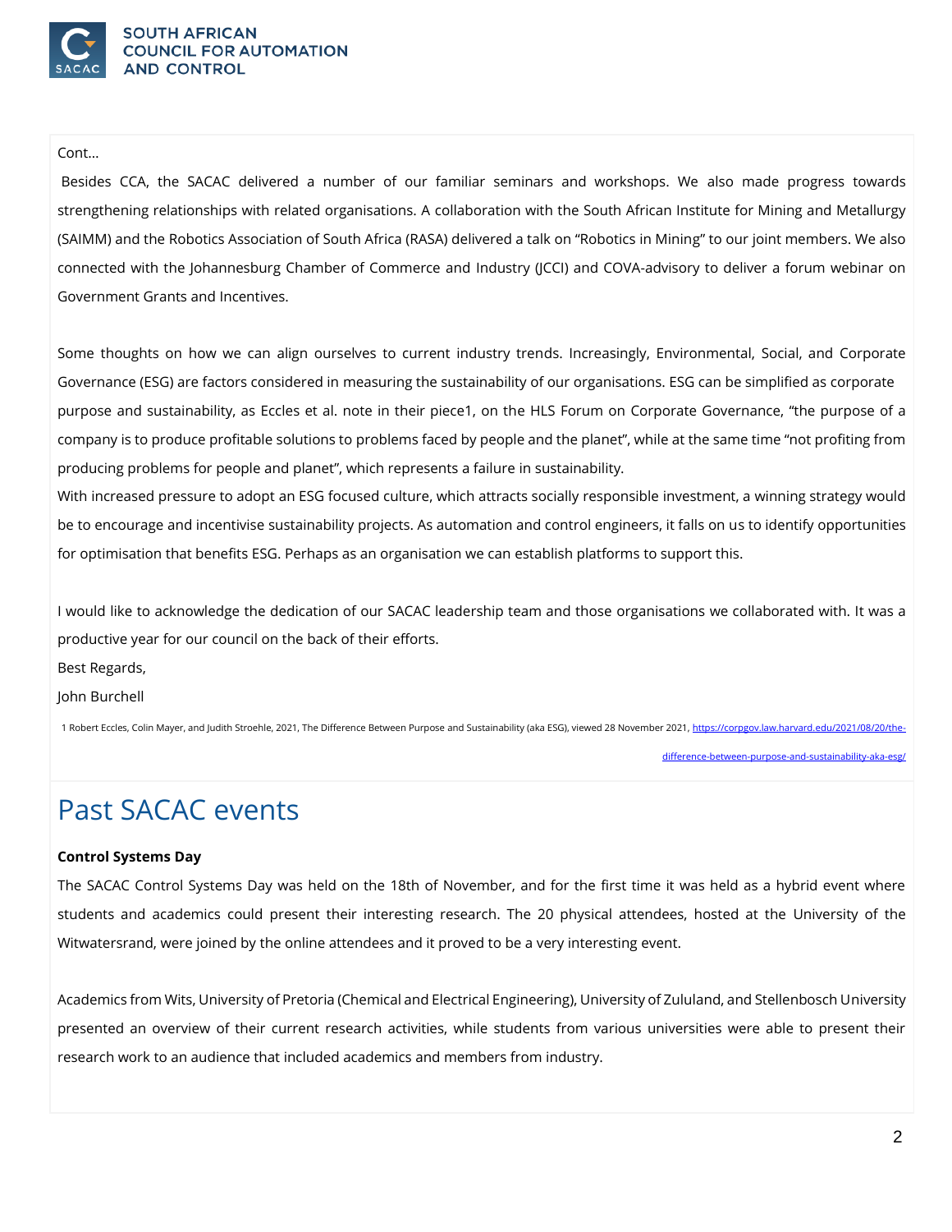Cont…

Besides CCA, the SACAC delivered a number of our familiar seminars and workshops. We also made progress towards strengthening relationships with related organisations. A collaboration with the South African Institute for Mining and Metallurgy (SAIMM) and the Robotics Association of South Africa (RASA) delivered a talk on "Robotics in Mining" to our joint members. We also connected with the Johannesburg Chamber of Commerce and Industry (JCCI) and COVA-advisory to deliver a forum webinar on Government Grants and Incentives.

Some thoughts on how we can align ourselves to current industry trends. Increasingly, Environmental, Social, and Corporate Governance (ESG) are factors considered in measuring the sustainability of our organisations. ESG can be simplified as corporate purpose and sustainability, as Eccles et al. note in their piece[1], on the HLS Forum on Corporate Governance, "the purpose of a company is to produce profitable solutions to problems faced by people and the planet", while at the same time "not profiting from producing problems for people and planet", which represents a failure in sustainability.

With increased pressure to adopt an ESG focused culture, which attracts socially responsible investment, a winning strategy would be to encourage and incentivise sustainability projects. As automation and control engineers, it falls on us to identify opportunities for optimisation that benefits ESG. Perhaps as an organisation we can establish platforms to support this.

I would like to acknowledge the dedication of our SACAC leadership team and those organisations we collaborated with. It was a productive year for our council on the back of their efforts.

Best Regards,

John Burchell

1 Robert Eccles, Colin Mayer, and Judith Stroehle, 2021, The Difference Between Purpose and Sustainability (aka ESG), viewed 28 November 2021, https://corpgov.law.harvard.edu/2021/08/20/the-difference-between-purpose-and-sustainability-aka-esg/

# Past SACAC events

**Control Systems Day**

The SACAC Control Systems Day was held on the 18th of November, and for the first time it was held as a hybrid event where students and academics could present their interesting research. The 20 physical attendees, hosted at the University of the Witwatersrand, were joined by the online attendees and it proved to be a very interesting event.

Academics from Wits, University of Pretoria (Chemical and Electrical Engineering), University of Zululand, and Stellenbosch University presented an overview of their current research activities, while students from various universities were able to present their research work to an audience that included academics and members from industry.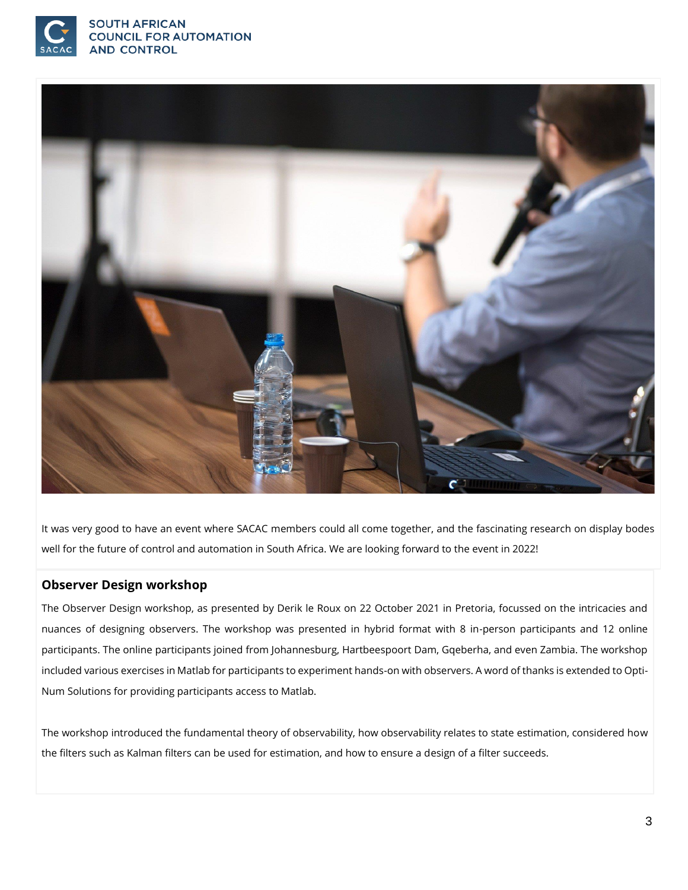It was very good to have an event where SACAC members could all come together, and the fascinating research on display bodes well for the future of control and automation in South Africa. We are looking forward to the event in 2022!

### Observer Design workshop

The Observer Design workshop, as presented by Derik le Roux on 22 October 2021 in Pretoria, focussed on the intricacies and nuances of designing observers. The workshop was presented in hybrid format with 8 in-person participants and 12 online participants. The online participants joined from Johannesburg, Hartbeespoort Dam, Gqeberha, and even Zambia. The workshop included various exercises in Matlab for participants to experiment hands-on with observers. A word of thanks is extended to Opti-Num Solutions for providing participants access to Matlab.

The workshop introduced the fundamental theory of observability, how observability relates to state estimation, considered how the filters such as Kalman filters can be used for estimation, and how to ensure a design of a filter succeeds.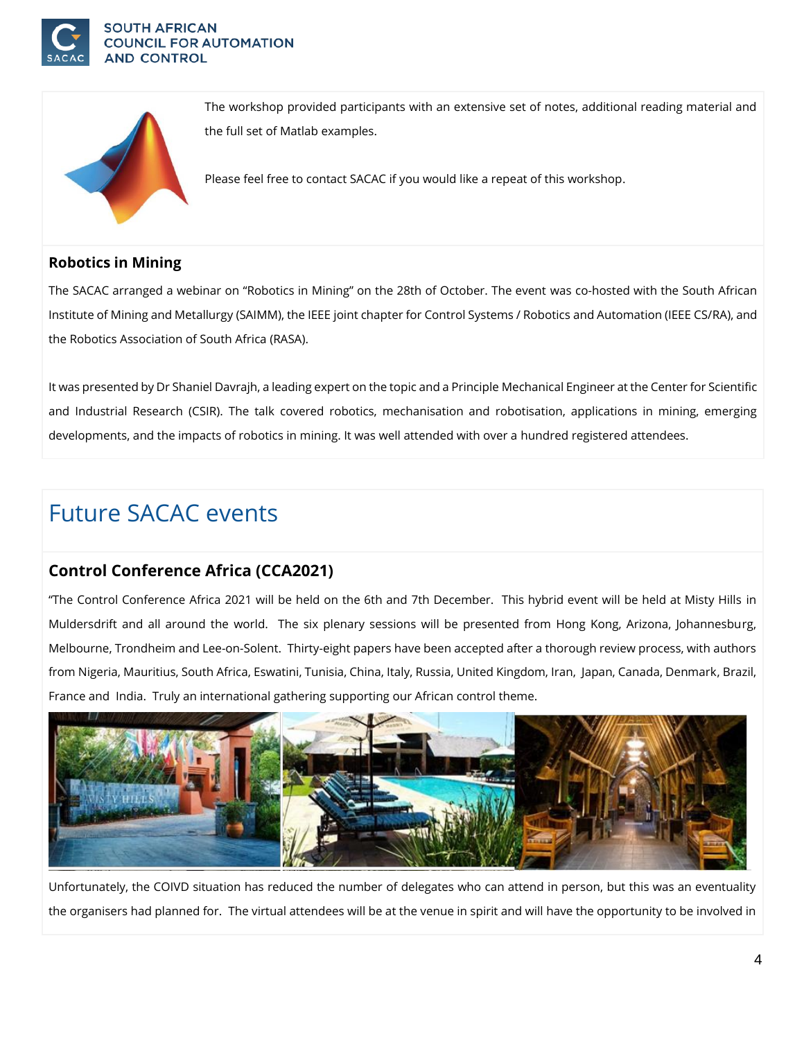The workshop provided participants with an extensive set of notes, additional reading material and the full set of Matlab examples.

Please feel free to contact SACAC if you would like a repeat of this workshop.

### Robotics in Mining

The SACAC arranged a webinar on "Robotics in Mining" on the 28th of October. The event was co-hosted with the South African Institute of Mining and Metallurgy (SAIMM), the IEEE joint chapter for Control Systems / Robotics and Automation (IEEE CS/RA), and the Robotics Association of South Africa (RASA).

It was presented by Dr Shaniel Davrajh, a leading expert on the topic and a Principle Mechanical Engineer at the Center for Scientific and Industrial Research (CSIR). The talk covered robotics, mechanisation and robotisation, applications in mining, emerging developments, and the impacts of robotics in mining. It was well attended with over a hundred registered attendees.

## Future SACAC events

### Control Conference Africa (CCA2021)

"The Control Conference Africa 2021 will be held on the 6th and 7th December. This hybrid event will be held at Misty Hills in Muldersdrift and all around the world. The six plenary sessions will be presented from Hong Kong, Arizona, Johannesburg, Melbourne, Trondheim and Lee-on-Solent. Thirty-eight papers have been accepted after a thorough review process, with authors from Nigeria, Mauritius, South Africa, Eswatini, Tunisia, China, Italy, Russia, United Kingdom, Iran, Japan, Canada, Denmark, Brazil, France and India. Truly an international gathering supporting our African control theme.

Unfortunately, the COIVD situation has reduced the number of delegates who can attend in person, but this was an eventuality the organisers had planned for. The virtual attendees will be at the venue in spirit and will have the opportunity to be involved in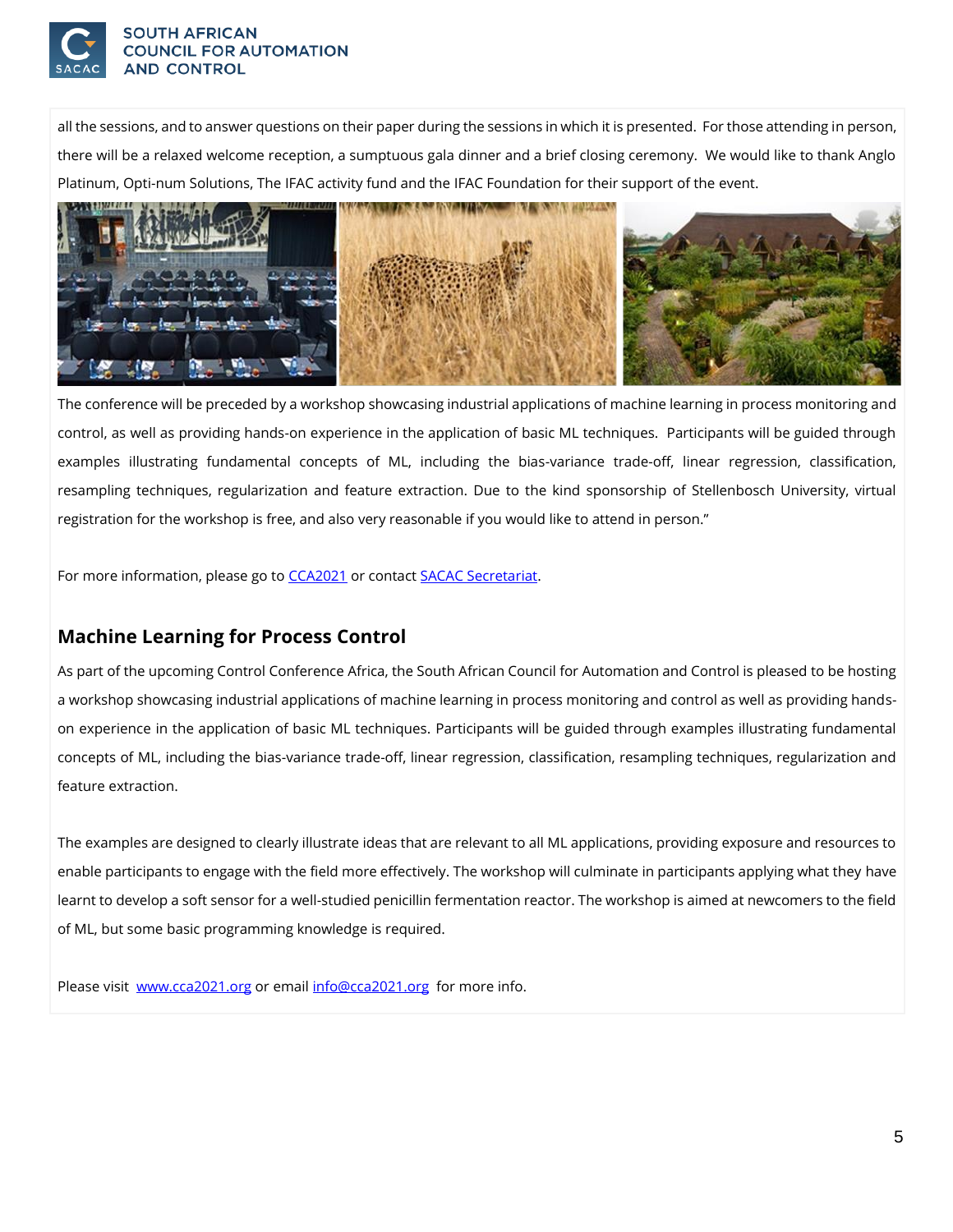all the sessions, and to answer questions on their paper during the sessions in which it is presented. For those attending in person, there will be a relaxed welcome reception, a sumptuous gala dinner and a brief closing ceremony. We would like to thank Anglo Platinum, Opti-num Solutions, The IFAC activity fund and the IFAC Foundation for their support of the event.

The conference will be preceded by a workshop showcasing industrial applications of machine learning in process monitoring and control, as well as providing hands-on experience in the application of basic ML techniques. Participants will be guided through examples illustrating fundamental concepts of ML, including the bias-variance trade-off, linear regression, classification, resampling techniques, regularization and feature extraction. Due to the kind sponsorship of Stellenbosch University, virtual registration for the workshop is free, and also very reasonable if you would like to attend in person."

For more information, please go to [CCA2021](http://www.cca2021.org) or contact [SACAC Secretariat](mailto:info@cca2021.org).

## Machine Learning for Process Control

As part of the upcoming Control Conference Africa, the South African Council for Automation and Control is pleased to be hosting a workshop showcasing industrial applications of machine learning in process monitoring and control as well as providing hands-on experience in the application of basic ML techniques. Participants will be guided through examples illustrating fundamental concepts of ML, including the bias-variance trade-off, linear regression, classification, resampling techniques, regularization and feature extraction.

The examples are designed to clearly illustrate ideas that are relevant to all ML applications, providing exposure and resources to enable participants to engage with the field more effectively. The workshop will culminate in participants applying what they have learnt to develop a soft sensor for a well-studied penicillin fermentation reactor. The workshop is aimed at newcomers to the field of ML, but some basic programming knowledge is required.

Please visit [www.cca2021.org](http://www.cca2021.org) or email [info@cca2021.org](mailto:info@cca2021.org) for more info.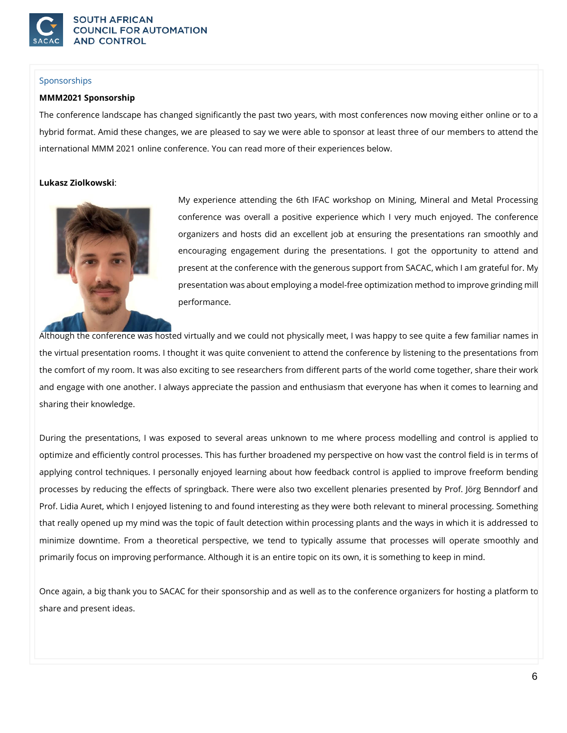Sponsorships

**MMM2021 Sponsorship**

The conference landscape has changed significantly the past two years, with most conferences now moving either online or to a hybrid format. Amid these changes, we are pleased to say we were able to sponsor at least three of our members to attend the international MMM 2021 online conference. You can read more of their experiences below.

**Lukasz Ziolkowski**:

My experience attending the 6th IFAC workshop on Mining, Mineral and Metal Processing conference was overall a positive experience which I very much enjoyed. The conference organizers and hosts did an excellent job at ensuring the presentations ran smoothly and encouraging engagement during the presentations. I got the opportunity to attend and present at the conference with the generous support from SACAC, which I am grateful for. My presentation was about employing a model-free optimization method to improve grinding mill performance.

Although the conference was hosted virtually and we could not physically meet, I was happy to see quite a few familiar names in the virtual presentation rooms. I thought it was quite convenient to attend the conference by listening to the presentations from the comfort of my room. It was also exciting to see researchers from different parts of the world come together, share their work and engage with one another. I always appreciate the passion and enthusiasm that everyone has when it comes to learning and sharing their knowledge.

During the presentations, I was exposed to several areas unknown to me where process modelling and control is applied to optimize and efficiently control processes. This has further broadened my perspective on how vast the control field is in terms of applying control techniques. I personally enjoyed learning about how feedback control is applied to improve freeform bending processes by reducing the effects of springback. There were also two excellent plenaries presented by Prof. Jörg Benndorf and Prof. Lidia Auret, which I enjoyed listening to and found interesting as they were both relevant to mineral processing. Something that really opened up my mind was the topic of fault detection within processing plants and the ways in which it is addressed to minimize downtime. From a theoretical perspective, we tend to typically assume that processes will operate smoothly and primarily focus on improving performance. Although it is an entire topic on its own, it is something to keep in mind.

Once again, a big thank you to SACAC for their sponsorship and as well as to the conference organizers for hosting a platform to share and present ideas.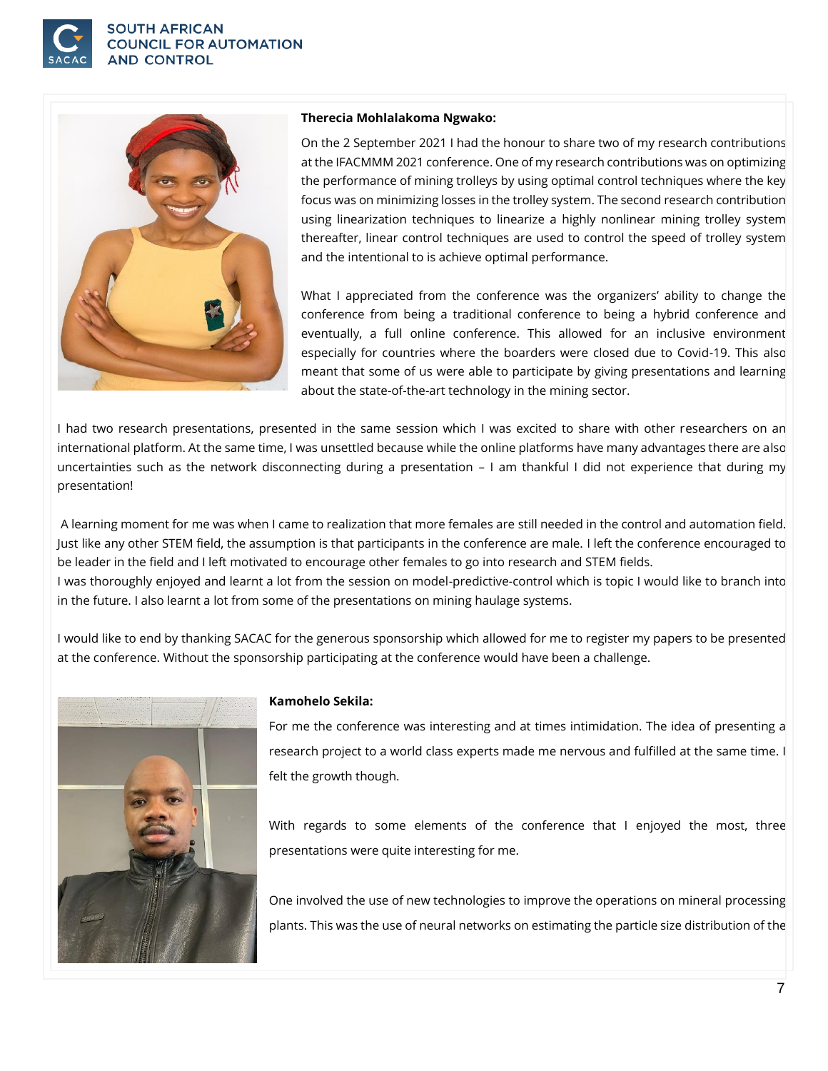**Therecia Mohlalakoma Ngwako:**

On the 2 September 2021 I had the honour to share two of my research contributions at the IFACMMM 2021 conference. One of my research contributions was on optimizing the performance of mining trolleys by using optimal control techniques where the key focus was on minimizing losses in the trolley system. The second research contribution using linearization techniques to linearize a highly nonlinear mining trolley system thereafter, linear control techniques are used to control the speed of trolley system and the intentional to is achieve optimal performance.

What I appreciated from the conference was the organizers' ability to change the conference from being a traditional conference to being a hybrid conference and eventually, a full online conference. This allowed for an inclusive environment especially for countries where the boarders were closed due to Covid-19. This also meant that some of us were able to participate by giving presentations and learning about the state-of-the-art technology in the mining sector.

I had two research presentations, presented in the same session which I was excited to share with other researchers on an international platform. At the same time, I was unsettled because while the online platforms have many advantages there are also uncertainties such as the network disconnecting during a presentation – I am thankful I did not experience that during my presentation!

A learning moment for me was when I came to realization that more females are still needed in the control and automation field. Just like any other STEM field, the assumption is that participants in the conference are male. I left the conference encouraged to be leader in the field and I left motivated to encourage other females to go into research and STEM fields.
I was thoroughly enjoyed and learnt a lot from the session on model-predictive-control which is topic I would like to branch into in the future. I also learnt a lot from some of the presentations on mining haulage systems.

I would like to end by thanking SACAC for the generous sponsorship which allowed for me to register my papers to be presented at the conference. Without the sponsorship participating at the conference would have been a challenge.

**Kamohelo Sekila:**

For me the conference was interesting and at times intimidation. The idea of presenting a research project to a world class experts made me nervous and fulfilled at the same time. I felt the growth though.

With regards to some elements of the conference that I enjoyed the most, three presentations were quite interesting for me.

One involved the use of new technologies to improve the operations on mineral processing plants. This was the use of neural networks on estimating the particle size distribution of the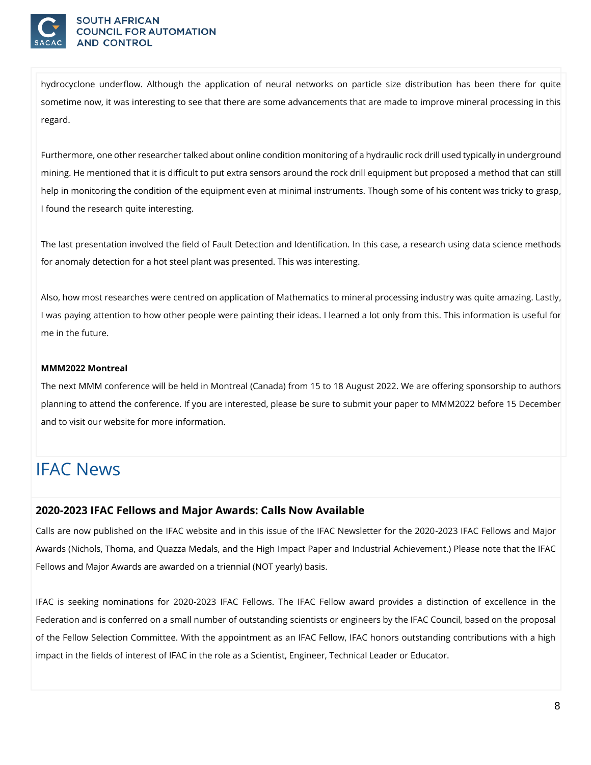hydrocyclone underflow. Although the application of neural networks on particle size distribution has been there for quite sometime now, it was interesting to see that there are some advancements that are made to improve mineral processing in this regard.

Furthermore, one other researcher talked about online condition monitoring of a hydraulic rock drill used typically in underground mining. He mentioned that it is difficult to put extra sensors around the rock drill equipment but proposed a method that can still help in monitoring the condition of the equipment even at minimal instruments. Though some of his content was tricky to grasp, I found the research quite interesting.

The last presentation involved the field of Fault Detection and Identification. In this case, a research using data science methods for anomaly detection for a hot steel plant was presented. This was interesting.

Also, how most researches were centred on application of Mathematics to mineral processing industry was quite amazing. Lastly, I was paying attention to how other people were painting their ideas. I learned a lot only from this. This information is useful for me in the future.

**MMM2022 Montreal**

The next MMM conference will be held in Montreal (Canada) from 15 to 18 August 2022. We are offering sponsorship to authors planning to attend the conference. If you are interested, please be sure to submit your paper to MMM2022 before 15 December and to visit our website for more information.

# IFAC News

## 2020-2023 IFAC Fellows and Major Awards: Calls Now Available

Calls are now published on the IFAC website and in this issue of the IFAC Newsletter for the 2020-2023 IFAC Fellows and Major Awards (Nichols, Thoma, and Quazza Medals, and the High Impact Paper and Industrial Achievement.) Please note that the IFAC Fellows and Major Awards are awarded on a triennial (NOT yearly) basis.

IFAC is seeking nominations for 2020-2023 IFAC Fellows. The IFAC Fellow award provides a distinction of excellence in the Federation and is conferred on a small number of outstanding scientists or engineers by the IFAC Council, based on the proposal of the Fellow Selection Committee. With the appointment as an IFAC Fellow, IFAC honors outstanding contributions with a high impact in the fields of interest of IFAC in the role as a Scientist, Engineer, Technical Leader or Educator.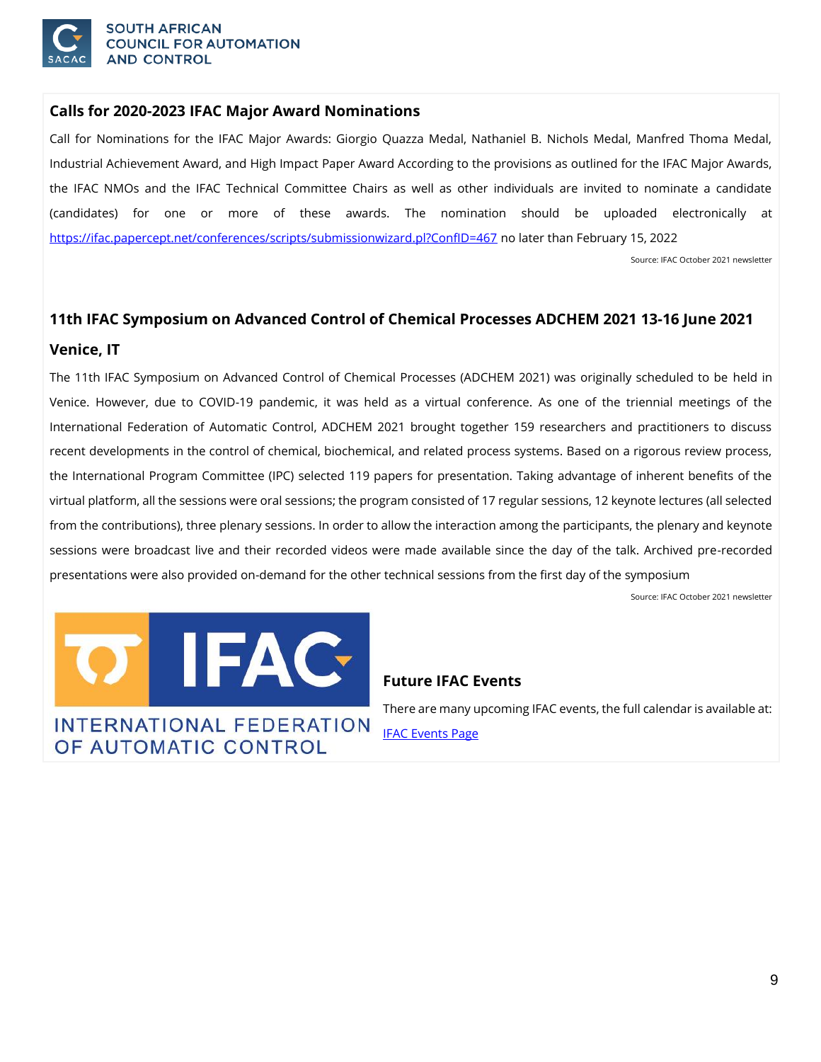## Calls for 2020-2023 IFAC Major Award Nominations

Call for Nominations for the IFAC Major Awards: Giorgio Quazza Medal, Nathaniel B. Nichols Medal, Manfred Thoma Medal, Industrial Achievement Award, and High Impact Paper Award According to the provisions as outlined for the IFAC Major Awards, the IFAC NMOs and the IFAC Technical Committee Chairs as well as other individuals are invited to nominate a candidate (candidates) for one or more of these awards. The nomination should be uploaded electronically at https://ifac.papercept.net/conferences/scripts/submissionwizard.pl?ConfID=467 no later than February 15, 2022

Source: IFAC October 2021 newsletter

## 11th IFAC Symposium on Advanced Control of Chemical Processes ADCHEM 2021 13-16 June 2021 Venice, IT

The 11th IFAC Symposium on Advanced Control of Chemical Processes (ADCHEM 2021) was originally scheduled to be held in Venice. However, due to COVID-19 pandemic, it was held as a virtual conference. As one of the triennial meetings of the International Federation of Automatic Control, ADCHEM 2021 brought together 159 researchers and practitioners to discuss recent developments in the control of chemical, biochemical, and related process systems. Based on a rigorous review process, the International Program Committee (IPC) selected 119 papers for presentation. Taking advantage of inherent benefits of the virtual platform, all the sessions were oral sessions; the program consisted of 17 regular sessions, 12 keynote lectures (all selected from the contributions), three plenary sessions. In order to allow the interaction among the participants, the plenary and keynote sessions were broadcast live and their recorded videos were made available since the day of the talk. Archived pre-recorded presentations were also provided on-demand for the other technical sessions from the first day of the symposium

Source: IFAC October 2021 newsletter

IFAC
INTERNATIONAL FEDERATION OF AUTOMATIC CONTROL

## Future IFAC Events

There are many upcoming IFAC events, the full calendar is available at: IFAC Events Page